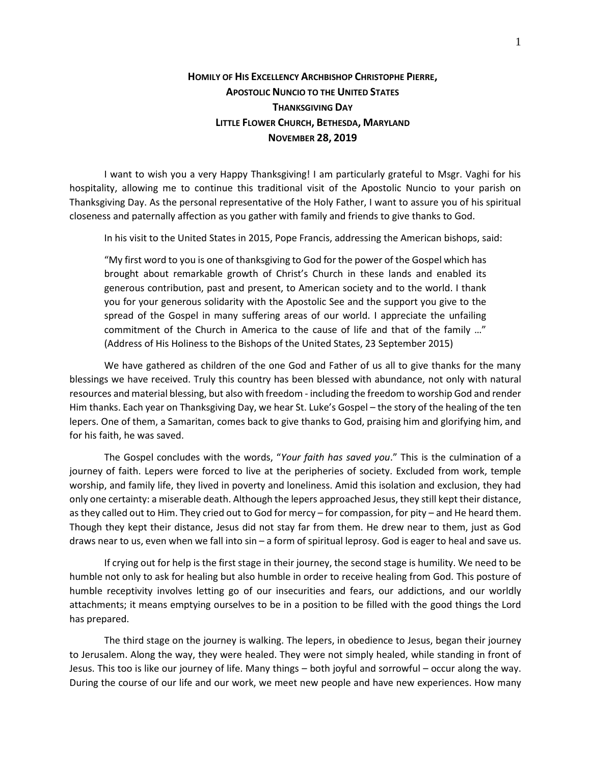# **HOMILY OF HIS EXCELLENCY ARCHBISHOP CHRISTOPHE PIERRE, APOSTOLIC NUNCIO TO THE UNITED STATES THANKSGIVING DAY LITTLE FLOWER CHURCH, BETHESDA, MARYLAND NOVEMBER 28, 2019**

I want to wish you a very Happy Thanksgiving! I am particularly grateful to Msgr. Vaghi for his hospitality, allowing me to continue this traditional visit of the Apostolic Nuncio to your parish on Thanksgiving Day. As the personal representative of the Holy Father, I want to assure you of his spiritual closeness and paternally affection as you gather with family and friends to give thanks to God.

In his visit to the United States in 2015, Pope Francis, addressing the American bishops, said:

> "My first word to you is one of thanksgiving to God for the power of the Gospel which has brought about remarkable growth of Christ's Church in these lands and enabled its generous contribution, past and present, to American society and to the world. I thank you for your generous solidarity with the Apostolic See and the support you give to the spread of the Gospel in many suffering areas of our world. I appreciate the unfailing commitment of the Church in America to the cause of life and that of the family …" (Address of His Holiness to the Bishops of the United States, 23 September 2015)

We have gathered as children of the one God and Father of us all to give thanks for the many blessings we have received. Truly this country has been blessed with abundance, not only with natural resources and material blessing, but also with freedom - including the freedom to worship God and render Him thanks. Each year on Thanksgiving Day, we hear St. Luke's Gospel – the story of the healing of the ten lepers. One of them, a Samaritan, comes back to give thanks to God, praising him and glorifying him, and for his faith, he was saved.

The Gospel concludes with the words, "*Your faith has saved you*." This is the culmination of a journey of faith. Lepers were forced to live at the peripheries of society. Excluded from work, temple worship, and family life, they lived in poverty and loneliness. Amid this isolation and exclusion, they had only one certainty: a miserable death. Although the lepers approached Jesus, they still kept their distance, as they called out to Him. They cried out to God for mercy – for compassion, for pity – and He heard them. Though they kept their distance, Jesus did not stay far from them. He drew near to them, just as God draws near to us, even when we fall into sin – a form of spiritual leprosy. God is eager to heal and save us.

If crying out for help is the first stage in their journey, the second stage is humility. We need to be humble not only to ask for healing but also humble in order to receive healing from God. This posture of humble receptivity involves letting go of our insecurities and fears, our addictions, and our worldly attachments; it means emptying ourselves to be in a position to be filled with the good things the Lord has prepared.

The third stage on the journey is walking. The lepers, in obedience to Jesus, began their journey to Jerusalem. Along the way, they were healed. They were not simply healed, while standing in front of Jesus. This too is like our journey of life. Many things – both joyful and sorrowful – occur along the way. During the course of our life and our work, we meet new people and have new experiences. How many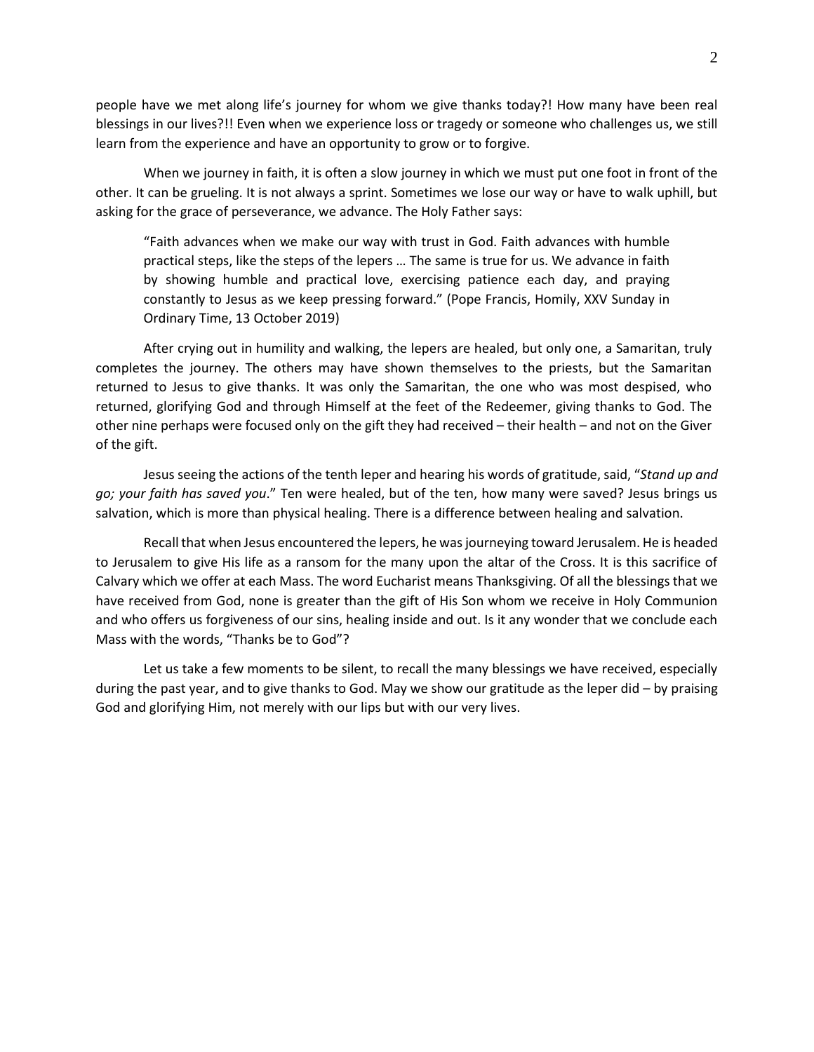people have we met along life's journey for whom we give thanks today?! How many have been real blessings in our lives?!! Even when we experience loss or tragedy or someone who challenges us, we still learn from the experience and have an opportunity to grow or to forgive.

When we journey in faith, it is often a slow journey in which we must put one foot in front of the other. It can be grueling. It is not always a sprint. Sometimes we lose our way or have to walk uphill, but asking for the grace of perseverance, we advance. The Holy Father says:

> "Faith advances when we make our way with trust in God. Faith advances with humble practical steps, like the steps of the lepers … The same is true for us. We advance in faith by showing humble and practical love, exercising patience each day, and praying constantly to Jesus as we keep pressing forward." (Pope Francis, Homily, XXV Sunday in Ordinary Time, 13 October 2019)

After crying out in humility and walking, the lepers are healed, but only one, a Samaritan, truly completes the journey. The others may have shown themselves to the priests, but the Samaritan returned to Jesus to give thanks. It was only the Samaritan, the one who was most despised, who returned, glorifying God and through Himself at the feet of the Redeemer, giving thanks to God. The other nine perhaps were focused only on the gift they had received – their health – and not on the Giver of the gift.

Jesus seeing the actions of the tenth leper and hearing his words of gratitude, said, "*Stand up and go; your faith has saved you*." Ten were healed, but of the ten, how many were saved? Jesus brings us salvation, which is more than physical healing. There is a difference between healing and salvation.

Recall that when Jesus encountered the lepers, he was journeying toward Jerusalem. He is headed to Jerusalem to give His life as a ransom for the many upon the altar of the Cross. It is this sacrifice of Calvary which we offer at each Mass. The word Eucharist means Thanksgiving. Of all the blessings that we have received from God, none is greater than the gift of His Son whom we receive in Holy Communion and who offers us forgiveness of our sins, healing inside and out. Is it any wonder that we conclude each Mass with the words, "Thanks be to God"?

Let us take a few moments to be silent, to recall the many blessings we have received, especially during the past year, and to give thanks to God. May we show our gratitude as the leper did – by praising God and glorifying Him, not merely with our lips but with our very lives.